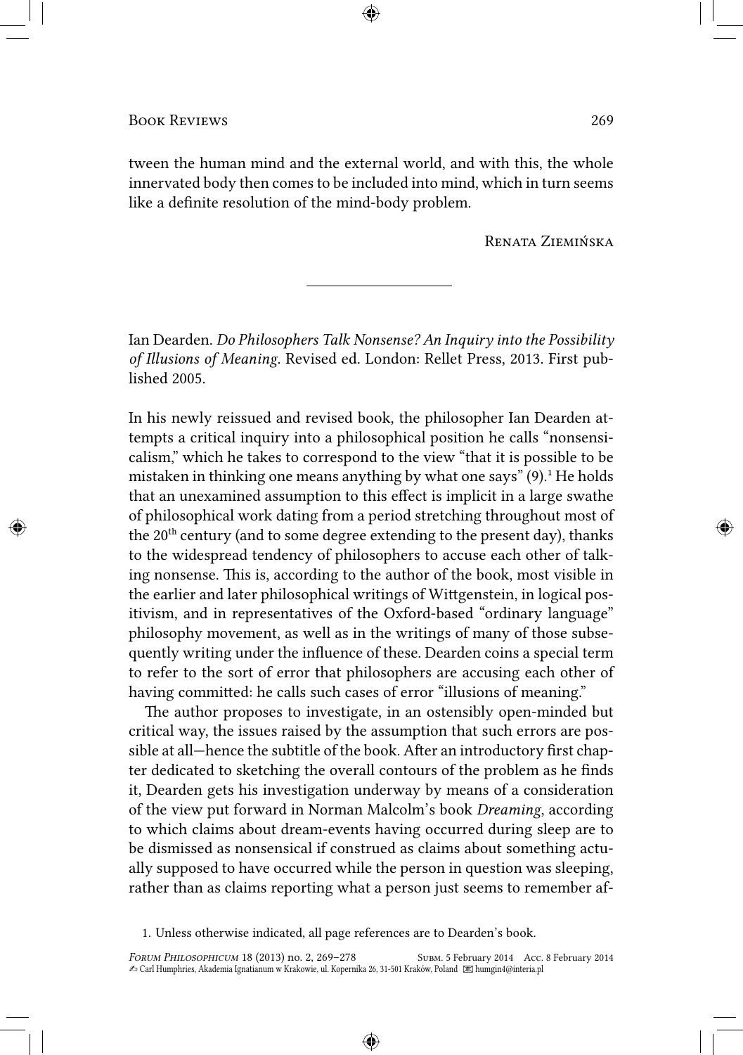tween the human mind and the external world, and with this, the whole innervated body then comes to be included into mind, which in turn seems like a definite resolution of the mind-body problem.

Renata Ziemińska

---

Ian Dearden. *Do Philosophers Talk Nonsense? An Inquiry into the Possibility of Illusions of Meaning*. Revised ed. London: Rellet Press, 2013. First published 2005.

In his newly reissued and revised book, the philosopher Ian Dearden attempts a critical inquiry into a philosophical position he calls "nonsensicalism," which he takes to correspond to the view "that it is possible to be mistaken in thinking one means anything by what one says" (9).[1] He holds that an unexamined assumption to this effect is implicit in a large swathe of philosophical work dating from a period stretching throughout most of the 20th century (and to some degree extending to the present day), thanks to the widespread tendency of philosophers to accuse each other of talking nonsense. This is, according to the author of the book, most visible in the earlier and later philosophical writings of Wittgenstein, in logical positivism, and in representatives of the Oxford-based "ordinary language" philosophy movement, as well as in the writings of many of those subsequently writing under the influence of these. Dearden coins a special term to refer to the sort of error that philosophers are accusing each other of having committed: he calls such cases of error "illusions of meaning."

The author proposes to investigate, in an ostensibly open-minded but critical way, the issues raised by the assumption that such errors are possible at all—hence the subtitle of the book. After an introductory first chapter dedicated to sketching the overall contours of the problem as he finds it, Dearden gets his investigation underway by means of a consideration of the view put forward in Norman Malcolm's book *Dreaming*, according to which claims about dream-events having occurred during sleep are to be dismissed as nonsensical if construed as claims about something actually supposed to have occurred while the person in question was sleeping, rather than as claims reporting what a person just seems to remember af-

1. Unless otherwise indicated, all page references are to Dearden's book.

✍ Carl Humphries, Akademia Ignatianum w Krakowie, ul. Kopernika 26, 31-501 Kraków, Poland ✉ humgin4@interia.pl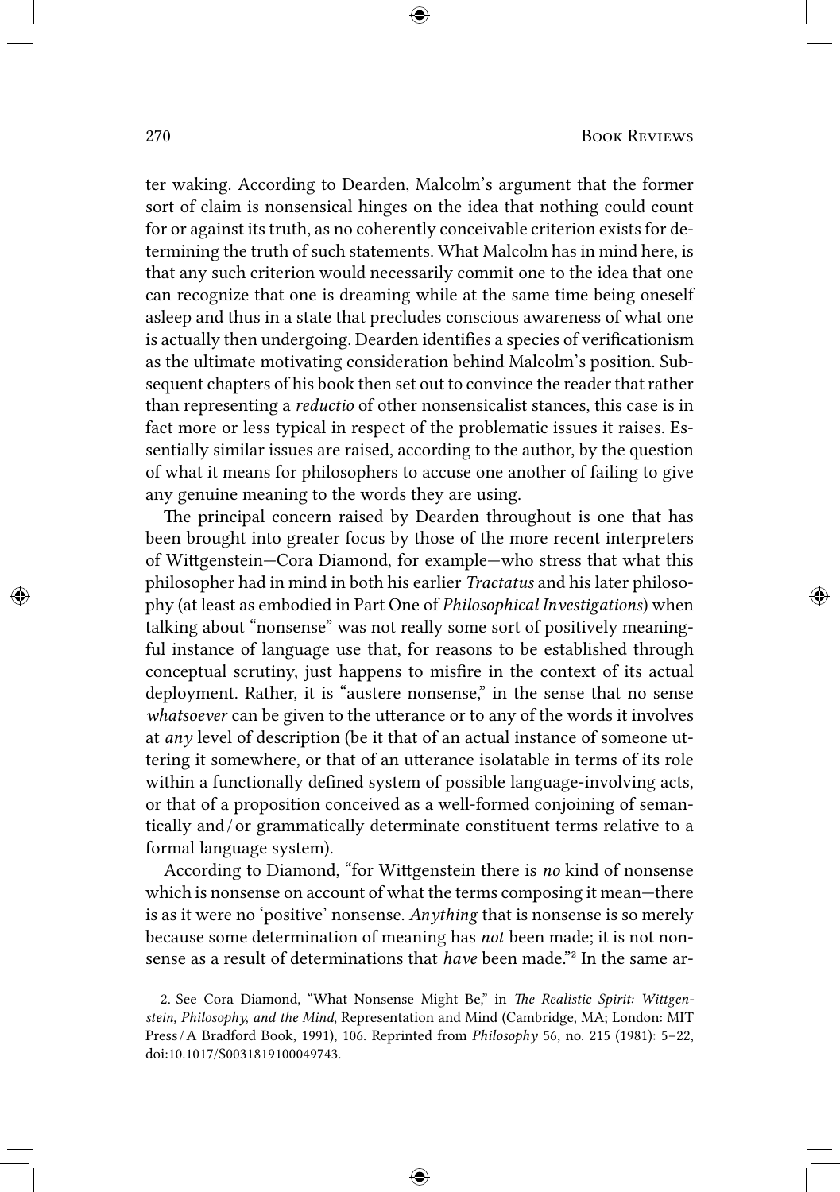ter waking. According to Dearden, Malcolm's argument that the former sort of claim is nonsensical hinges on the idea that nothing could count for or against its truth, as no coherently conceivable criterion exists for determining the truth of such statements. What Malcolm has in mind here, is that any such criterion would necessarily commit one to the idea that one can recognize that one is dreaming while at the same time being oneself asleep and thus in a state that precludes conscious awareness of what one is actually then undergoing. Dearden identifies a species of verificationism as the ultimate motivating consideration behind Malcolm's position. Subsequent chapters of his book then set out to convince the reader that rather than representing a *reductio* of other nonsensicalist stances, this case is in fact more or less typical in respect of the problematic issues it raises. Essentially similar issues are raised, according to the author, by the question of what it means for philosophers to accuse one another of failing to give any genuine meaning to the words they are using.

The principal concern raised by Dearden throughout is one that has been brought into greater focus by those of the more recent interpreters of Wittgenstein—Cora Diamond, for example—who stress that what this philosopher had in mind in both his earlier *Tractatus* and his later philosophy (at least as embodied in Part One of *Philosophical Investigations*) when talking about "nonsense" was not really some sort of positively meaningful instance of language use that, for reasons to be established through conceptual scrutiny, just happens to misfire in the context of its actual deployment. Rather, it is "austere nonsense," in the sense that no sense *whatsoever* can be given to the utterance or to any of the words it involves at *any* level of description (be it that of an actual instance of someone uttering it somewhere, or that of an utterance isolatable in terms of its role within a functionally defined system of possible language-involving acts, or that of a proposition conceived as a well-formed conjoining of semantically and/or grammatically determinate constituent terms relative to a formal language system).

According to Diamond, "for Wittgenstein there is *no* kind of nonsense which is nonsense on account of what the terms composing it mean—there is as it were no 'positive' nonsense. *Anything* that is nonsense is so merely because some determination of meaning has *not* been made; it is not nonsense as a result of determinations that *have* been made."[2] In the same ar-

2. See Cora Diamond, "What Nonsense Might Be," in *The Realistic Spirit: Wittgenstein, Philosophy, and the Mind*, Representation and Mind (Cambridge, MA; London: MIT Press/A Bradford Book, 1991), 106. Reprinted from *Philosophy* 56, no. 215 (1981): 5–22, doi:10.1017/S0031819100049743.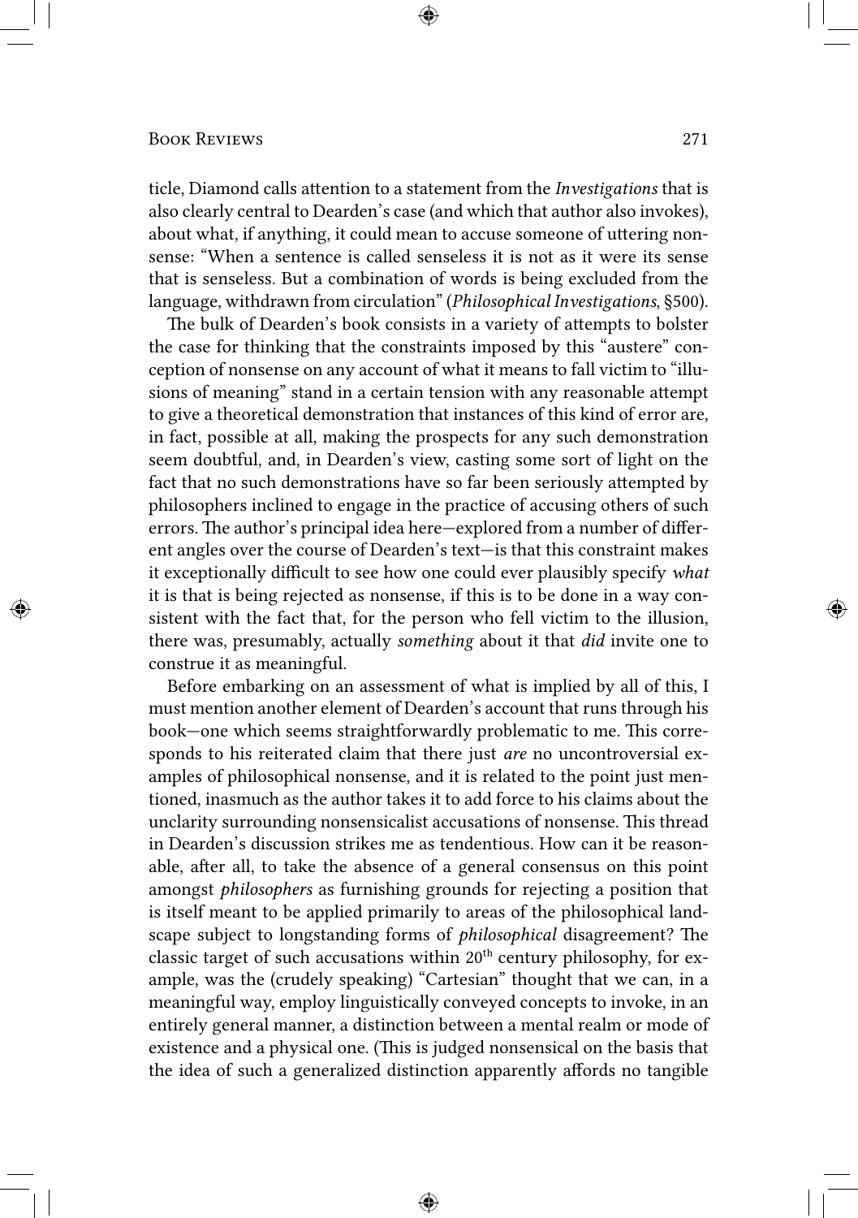ticle, Diamond calls attention to a statement from the *Investigations* that is also clearly central to Dearden's case (and which that author also invokes), about what, if anything, it could mean to accuse someone of uttering nonsense: "When a sentence is called senseless it is not as it were its sense that is senseless. But a combination of words is being excluded from the language, withdrawn from circulation" (*Philosophical Investigations*, §500).

The bulk of Dearden's book consists in a variety of attempts to bolster the case for thinking that the constraints imposed by this "austere" conception of nonsense on any account of what it means to fall victim to "illusions of meaning" stand in a certain tension with any reasonable attempt to give a theoretical demonstration that instances of this kind of error are, in fact, possible at all, making the prospects for any such demonstration seem doubtful, and, in Dearden's view, casting some sort of light on the fact that no such demonstrations have so far been seriously attempted by philosophers inclined to engage in the practice of accusing others of such errors. The author's principal idea here—explored from a number of different angles over the course of Dearden's text—is that this constraint makes it exceptionally difficult to see how one could ever plausibly specify *what* it is that is being rejected as nonsense, if this is to be done in a way consistent with the fact that, for the person who fell victim to the illusion, there was, presumably, actually *something* about it that *did* invite one to construe it as meaningful.

Before embarking on an assessment of what is implied by all of this, I must mention another element of Dearden's account that runs through his book—one which seems straightforwardly problematic to me. This corresponds to his reiterated claim that there just *are* no uncontroversial examples of philosophical nonsense, and it is related to the point just mentioned, inasmuch as the author takes it to add force to his claims about the unclarity surrounding nonsensicalist accusations of nonsense. This thread in Dearden's discussion strikes me as tendentious. How can it be reasonable, after all, to take the absence of a general consensus on this point amongst *philosophers* as furnishing grounds for rejecting a position that is itself meant to be applied primarily to areas of the philosophical landscape subject to longstanding forms of *philosophical* disagreement? The classic target of such accusations within 20th century philosophy, for example, was the (crudely speaking) "Cartesian" thought that we can, in a meaningful way, employ linguistically conveyed concepts to invoke, in an entirely general manner, a distinction between a mental realm or mode of existence and a physical one. (This is judged nonsensical on the basis that the idea of such a generalized distinction apparently affords no tangible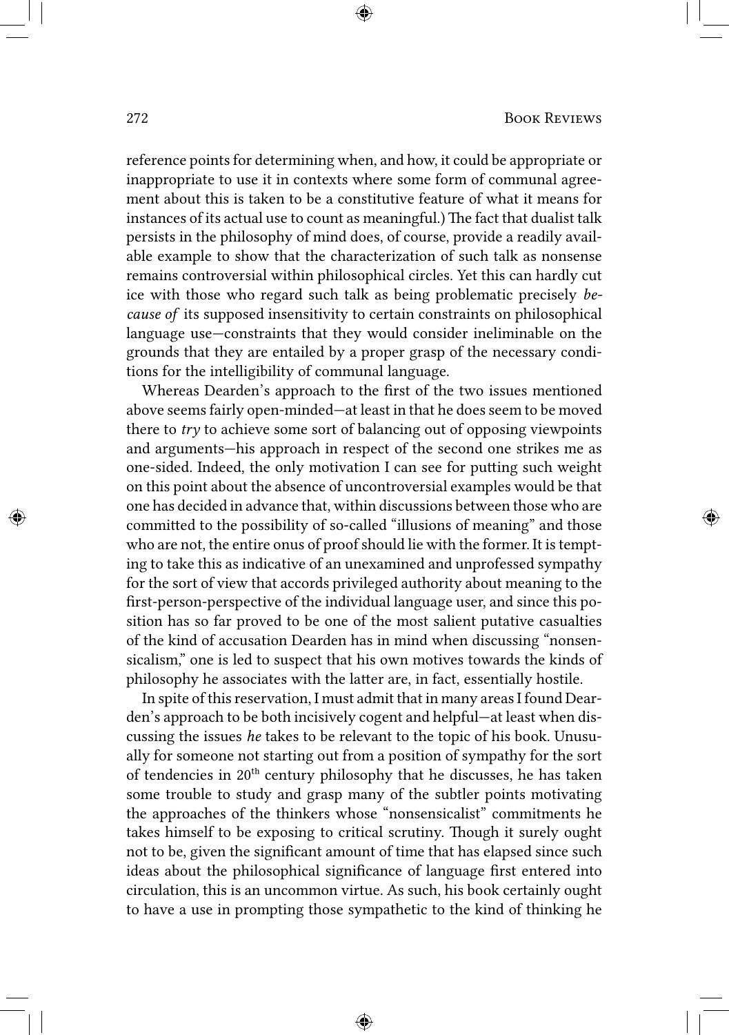reference points for determining when, and how, it could be appropriate or inappropriate to use it in contexts where some form of communal agreement about this is taken to be a constitutive feature of what it means for instances of its actual use to count as meaningful.) The fact that dualist talk persists in the philosophy of mind does, of course, provide a readily available example to show that the characterization of such talk as nonsense remains controversial within philosophical circles. Yet this can hardly cut ice with those who regard such talk as being problematic precisely *because of* its supposed insensitivity to certain constraints on philosophical language use—constraints that they would consider ineliminable on the grounds that they are entailed by a proper grasp of the necessary conditions for the intelligibility of communal language.

Whereas Dearden's approach to the first of the two issues mentioned above seems fairly open-minded—at least in that he does seem to be moved there to *try* to achieve some sort of balancing out of opposing viewpoints and arguments—his approach in respect of the second one strikes me as one-sided. Indeed, the only motivation I can see for putting such weight on this point about the absence of uncontroversial examples would be that one has decided in advance that, within discussions between those who are committed to the possibility of so-called "illusions of meaning" and those who are not, the entire onus of proof should lie with the former. It is tempting to take this as indicative of an unexamined and unprofessed sympathy for the sort of view that accords privileged authority about meaning to the first-person-perspective of the individual language user, and since this position has so far proved to be one of the most salient putative casualties of the kind of accusation Dearden has in mind when discussing "nonsensicalism," one is led to suspect that his own motives towards the kinds of philosophy he associates with the latter are, in fact, essentially hostile.

In spite of this reservation, I must admit that in many areas I found Dearden's approach to be both incisively cogent and helpful—at least when discussing the issues *he* takes to be relevant to the topic of his book. Unusually for someone not starting out from a position of sympathy for the sort of tendencies in 20th century philosophy that he discusses, he has taken some trouble to study and grasp many of the subtler points motivating the approaches of the thinkers whose "nonsensicalist" commitments he takes himself to be exposing to critical scrutiny. Though it surely ought not to be, given the significant amount of time that has elapsed since such ideas about the philosophical significance of language first entered into circulation, this is an uncommon virtue. As such, his book certainly ought to have a use in prompting those sympathetic to the kind of thinking he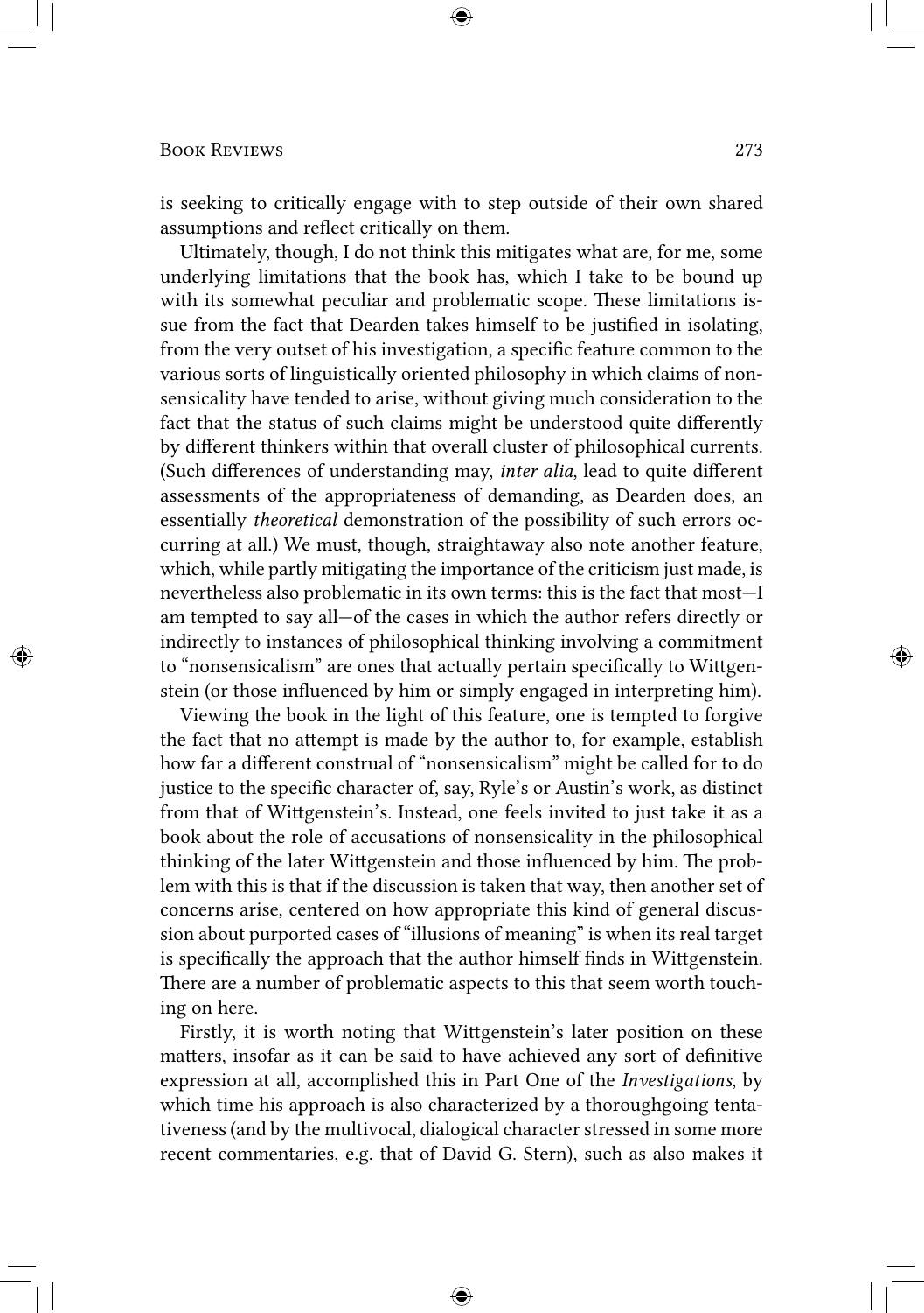is seeking to critically engage with to step outside of their own shared assumptions and reflect critically on them.

Ultimately, though, I do not think this mitigates what are, for me, some underlying limitations that the book has, which I take to be bound up with its somewhat peculiar and problematic scope. These limitations issue from the fact that Dearden takes himself to be justified in isolating, from the very outset of his investigation, a specific feature common to the various sorts of linguistically oriented philosophy in which claims of nonsensicality have tended to arise, without giving much consideration to the fact that the status of such claims might be understood quite differently by different thinkers within that overall cluster of philosophical currents. (Such differences of understanding may, *inter alia*, lead to quite different assessments of the appropriateness of demanding, as Dearden does, an essentially *theoretical* demonstration of the possibility of such errors occurring at all.) We must, though, straightaway also note another feature, which, while partly mitigating the importance of the criticism just made, is nevertheless also problematic in its own terms: this is the fact that most—I am tempted to say all—of the cases in which the author refers directly or indirectly to instances of philosophical thinking involving a commitment to "nonsensicalism" are ones that actually pertain specifically to Wittgenstein (or those influenced by him or simply engaged in interpreting him).

Viewing the book in the light of this feature, one is tempted to forgive the fact that no attempt is made by the author to, for example, establish how far a different construal of "nonsensicalism" might be called for to do justice to the specific character of, say, Ryle's or Austin's work, as distinct from that of Wittgenstein's. Instead, one feels invited to just take it as a book about the role of accusations of nonsensicality in the philosophical thinking of the later Wittgenstein and those influenced by him. The problem with this is that if the discussion is taken that way, then another set of concerns arise, centered on how appropriate this kind of general discussion about purported cases of "illusions of meaning" is when its real target is specifically the approach that the author himself finds in Wittgenstein. There are a number of problematic aspects to this that seem worth touching on here.

Firstly, it is worth noting that Wittgenstein's later position on these matters, insofar as it can be said to have achieved any sort of definitive expression at all, accomplished this in Part One of the *Investigations*, by which time his approach is also characterized by a thoroughgoing tentativeness (and by the multivocal, dialogical character stressed in some more recent commentaries, e.g. that of David G. Stern), such as also makes it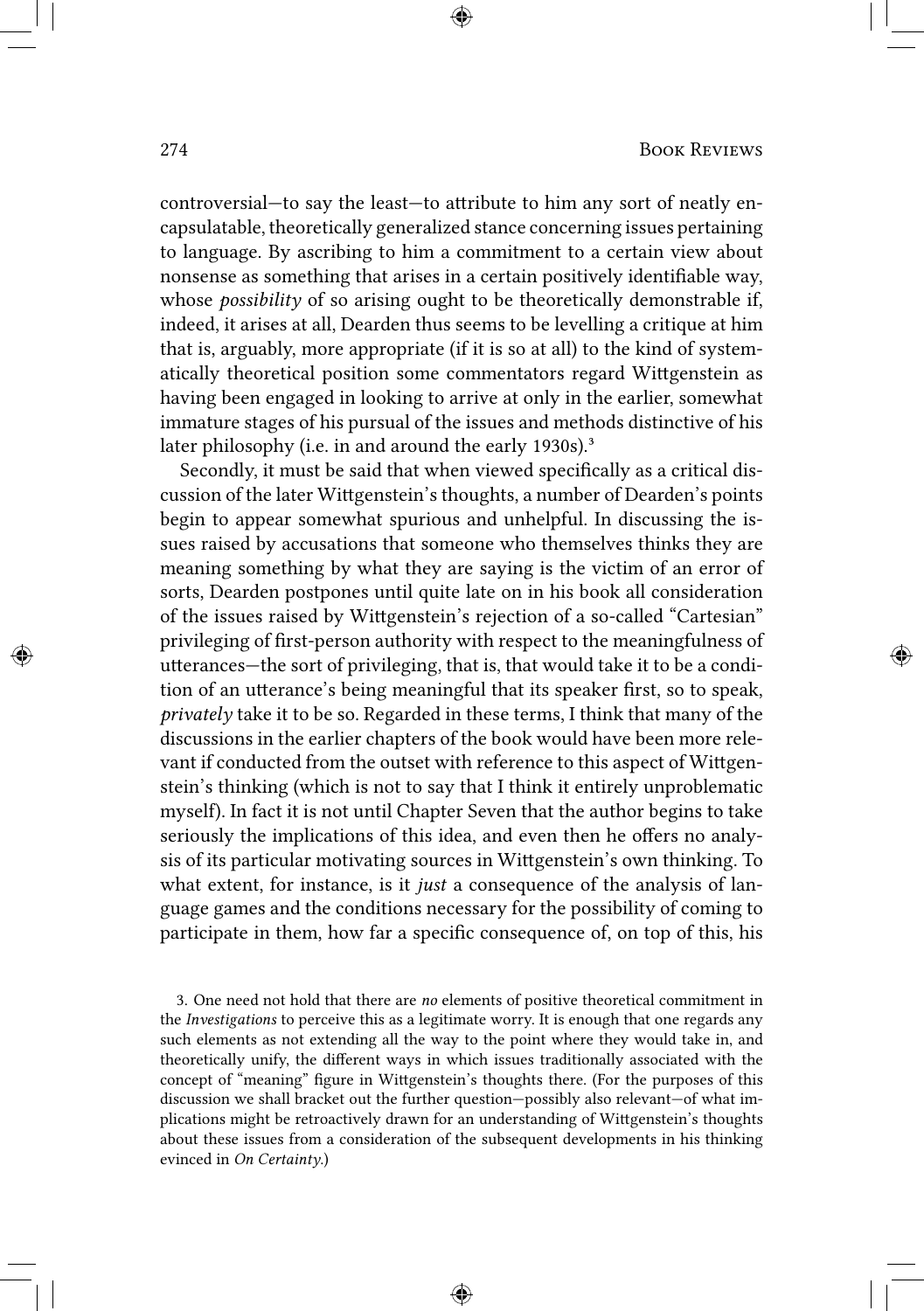controversial—to say the least—to attribute to him any sort of neatly encapsulatable, theoretically generalized stance concerning issues pertaining to language. By ascribing to him a commitment to a certain view about nonsense as something that arises in a certain positively identifiable way, whose *possibility* of so arising ought to be theoretically demonstrable if, indeed, it arises at all, Dearden thus seems to be levelling a critique at him that is, arguably, more appropriate (if it is so at all) to the kind of systematically theoretical position some commentators regard Wittgenstein as having been engaged in looking to arrive at only in the earlier, somewhat immature stages of his pursual of the issues and methods distinctive of his later philosophy (i.e. in and around the early 1930s).[3]

Secondly, it must be said that when viewed specifically as a critical discussion of the later Wittgenstein's thoughts, a number of Dearden's points begin to appear somewhat spurious and unhelpful. In discussing the issues raised by accusations that someone who themselves thinks they are meaning something by what they are saying is the victim of an error of sorts, Dearden postpones until quite late on in his book all consideration of the issues raised by Wittgenstein's rejection of a so-called "Cartesian" privileging of first-person authority with respect to the meaningfulness of utterances—the sort of privileging, that is, that would take it to be a condition of an utterance's being meaningful that its speaker first, so to speak, *privately* take it to be so. Regarded in these terms, I think that many of the discussions in the earlier chapters of the book would have been more relevant if conducted from the outset with reference to this aspect of Wittgenstein's thinking (which is not to say that I think it entirely unproblematic myself). In fact it is not until Chapter Seven that the author begins to take seriously the implications of this idea, and even then he offers no analysis of its particular motivating sources in Wittgenstein's own thinking. To what extent, for instance, is it *just* a consequence of the analysis of language games and the conditions necessary for the possibility of coming to participate in them, how far a specific consequence of, on top of this, his

3. One need not hold that there are *no* elements of positive theoretical commitment in the *Investigations* to perceive this as a legitimate worry. It is enough that one regards any such elements as not extending all the way to the point where they would take in, and theoretically unify, the different ways in which issues traditionally associated with the concept of "meaning" figure in Wittgenstein's thoughts there. (For the purposes of this discussion we shall bracket out the further question—possibly also relevant—of what implications might be retroactively drawn for an understanding of Wittgenstein's thoughts about these issues from a consideration of the subsequent developments in his thinking evinced in *On Certainty*.)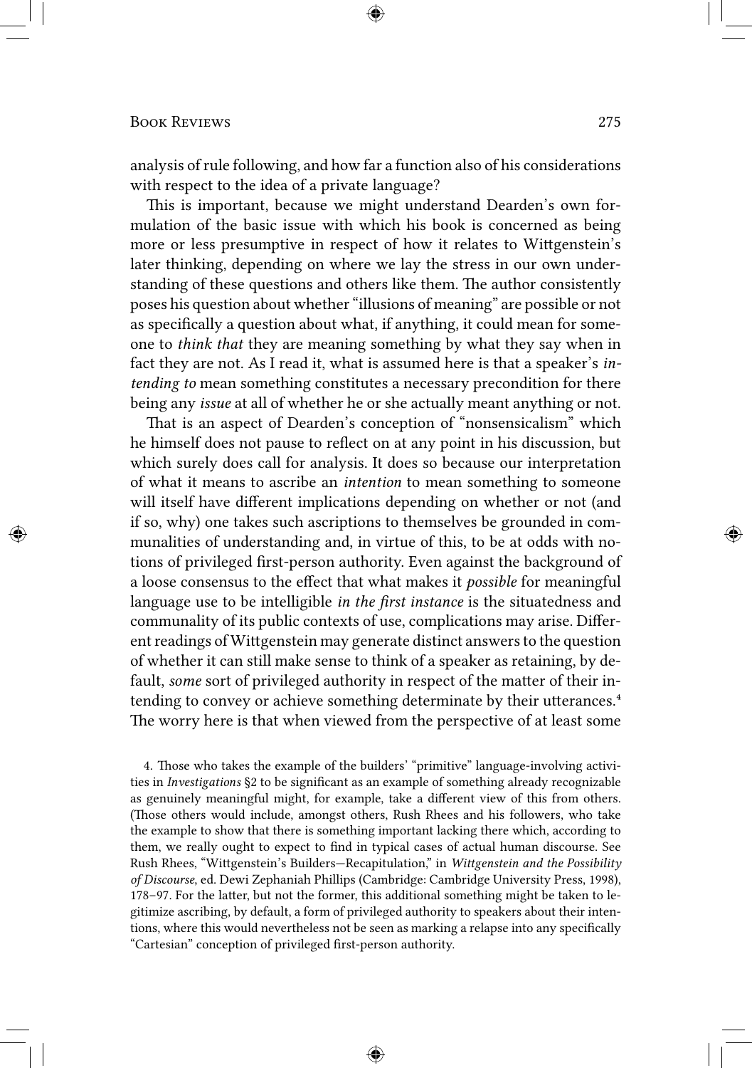analysis of rule following, and how far a function also of his considerations with respect to the idea of a private language?

This is important, because we might understand Dearden's own formulation of the basic issue with which his book is concerned as being more or less presumptive in respect of how it relates to Wittgenstein's later thinking, depending on where we lay the stress in our own understanding of these questions and others like them. The author consistently poses his question about whether "illusions of meaning" are possible or not as specifically a question about what, if anything, it could mean for someone to *think that* they are meaning something by what they say when in fact they are not. As I read it, what is assumed here is that a speaker's *intending to* mean something constitutes a necessary precondition for there being any *issue* at all of whether he or she actually meant anything or not.

That is an aspect of Dearden's conception of "nonsensicalism" which he himself does not pause to reflect on at any point in his discussion, but which surely does call for analysis. It does so because our interpretation of what it means to ascribe an *intention* to mean something to someone will itself have different implications depending on whether or not (and if so, why) one takes such ascriptions to themselves be grounded in communalities of understanding and, in virtue of this, to be at odds with notions of privileged first-person authority. Even against the background of a loose consensus to the effect that what makes it *possible* for meaningful language use to be intelligible *in the first instance* is the situatedness and communality of its public contexts of use, complications may arise. Different readings of Wittgenstein may generate distinct answers to the question of whether it can still make sense to think of a speaker as retaining, by default, *some* sort of privileged authority in respect of the matter of their intending to convey or achieve something determinate by their utterances.[4] The worry here is that when viewed from the perspective of at least some

4. Those who takes the example of the builders' "primitive" language-involving activities in *Investigations* §2 to be significant as an example of something already recognizable as genuinely meaningful might, for example, take a different view of this from others. (Those others would include, amongst others, Rush Rhees and his followers, who take the example to show that there is something important lacking there which, according to them, we really ought to expect to find in typical cases of actual human discourse. See Rush Rhees, "Wittgenstein's Builders—Recapitulation," in *Wittgenstein and the Possibility of Discourse*, ed. Dewi Zephaniah Phillips (Cambridge: Cambridge University Press, 1998), 178–97. For the latter, but not the former, this additional something might be taken to legitimize ascribing, by default, a form of privileged authority to speakers about their intentions, where this would nevertheless not be seen as marking a relapse into any specifically "Cartesian" conception of privileged first-person authority.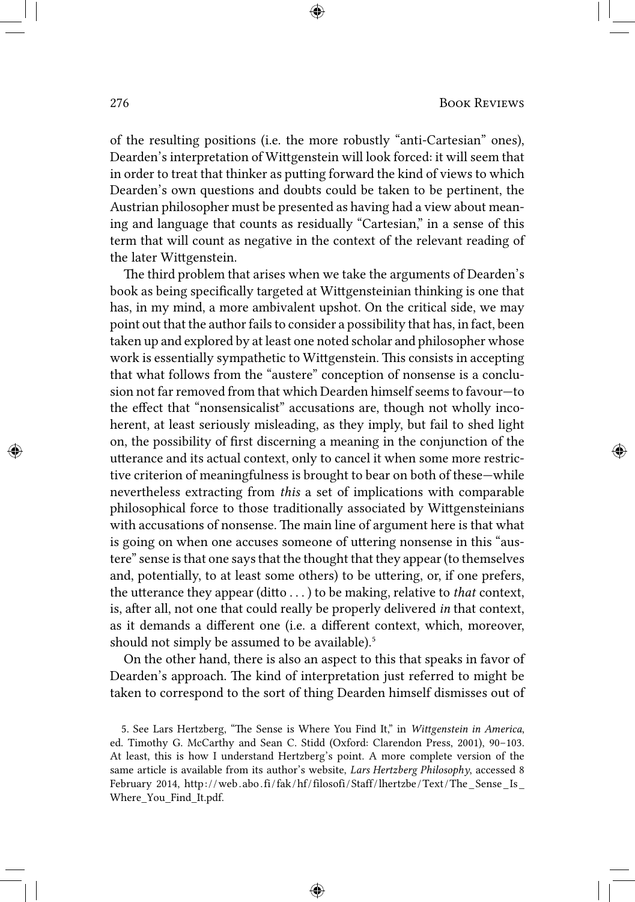of the resulting positions (i.e. the more robustly "anti-Cartesian" ones), Dearden's interpretation of Wittgenstein will look forced: it will seem that in order to treat that thinker as putting forward the kind of views to which Dearden's own questions and doubts could be taken to be pertinent, the Austrian philosopher must be presented as having had a view about meaning and language that counts as residually "Cartesian," in a sense of this term that will count as negative in the context of the relevant reading of the later Wittgenstein.

The third problem that arises when we take the arguments of Dearden's book as being specifically targeted at Wittgensteinian thinking is one that has, in my mind, a more ambivalent upshot. On the critical side, we may point out that the author fails to consider a possibility that has, in fact, been taken up and explored by at least one noted scholar and philosopher whose work is essentially sympathetic to Wittgenstein. This consists in accepting that what follows from the "austere" conception of nonsense is a conclusion not far removed from that which Dearden himself seems to favour—to the effect that "nonsensicalist" accusations are, though not wholly incoherent, at least seriously misleading, as they imply, but fail to shed light on, the possibility of first discerning a meaning in the conjunction of the utterance and its actual context, only to cancel it when some more restrictive criterion of meaningfulness is brought to bear on both of these—while nevertheless extracting from *this* a set of implications with comparable philosophical force to those traditionally associated by Wittgensteinians with accusations of nonsense. The main line of argument here is that what is going on when one accuses someone of uttering nonsense in this "austere" sense is that one says that the thought that they appear (to themselves and, potentially, to at least some others) to be uttering, or, if one prefers, the utterance they appear (ditto . . . ) to be making, relative to *that* context, is, after all, not one that could really be properly delivered *in* that context, as it demands a different one (i.e. a different context, which, moreover, should not simply be assumed to be available).[5]

On the other hand, there is also an aspect to this that speaks in favor of Dearden's approach. The kind of interpretation just referred to might be taken to correspond to the sort of thing Dearden himself dismisses out of

5. See Lars Hertzberg, "The Sense is Where You Find It," in *Wittgenstein in America*, ed. Timothy G. McCarthy and Sean C. Stidd (Oxford: Clarendon Press, 2001), 90–103. At least, this is how I understand Hertzberg's point. A more complete version of the same article is available from its author's website, *Lars Hertzberg Philosophy*, accessed 8 February 2014, http://web.abo.fi/fak/hf/filosofi/Staff/lhertzbe/Text/The_Sense_Is_Where_You_Find_It.pdf.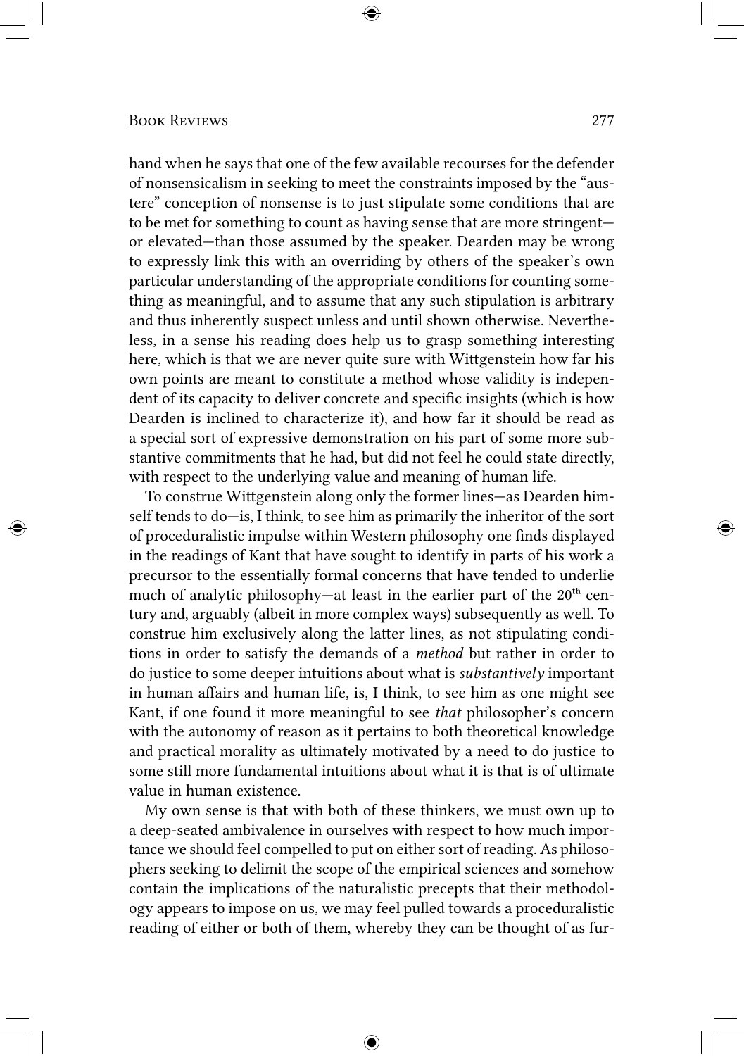hand when he says that one of the few available recourses for the defender of nonsensicalism in seeking to meet the constraints imposed by the "austere" conception of nonsense is to just stipulate some conditions that are to be met for something to count as having sense that are more stringent—or elevated—than those assumed by the speaker. Dearden may be wrong to expressly link this with an overriding by others of the speaker's own particular understanding of the appropriate conditions for counting something as meaningful, and to assume that any such stipulation is arbitrary and thus inherently suspect unless and until shown otherwise. Nevertheless, in a sense his reading does help us to grasp something interesting here, which is that we are never quite sure with Wittgenstein how far his own points are meant to constitute a method whose validity is independent of its capacity to deliver concrete and specific insights (which is how Dearden is inclined to characterize it), and how far it should be read as a special sort of expressive demonstration on his part of some more substantive commitments that he had, but did not feel he could state directly, with respect to the underlying value and meaning of human life.

To construe Wittgenstein along only the former lines—as Dearden himself tends to do—is, I think, to see him as primarily the inheritor of the sort of proceduralistic impulse within Western philosophy one finds displayed in the readings of Kant that have sought to identify in parts of his work a precursor to the essentially formal concerns that have tended to underlie much of analytic philosophy—at least in the earlier part of the 20th century and, arguably (albeit in more complex ways) subsequently as well. To construe him exclusively along the latter lines, as not stipulating conditions in order to satisfy the demands of a *method* but rather in order to do justice to some deeper intuitions about what is *substantively* important in human affairs and human life, is, I think, to see him as one might see Kant, if one found it more meaningful to see *that* philosopher's concern with the autonomy of reason as it pertains to both theoretical knowledge and practical morality as ultimately motivated by a need to do justice to some still more fundamental intuitions about what it is that is of ultimate value in human existence.

My own sense is that with both of these thinkers, we must own up to a deep-seated ambivalence in ourselves with respect to how much importance we should feel compelled to put on either sort of reading. As philosophers seeking to delimit the scope of the empirical sciences and somehow contain the implications of the naturalistic precepts that their methodology appears to impose on us, we may feel pulled towards a proceduralistic reading of either or both of them, whereby they can be thought of as fur-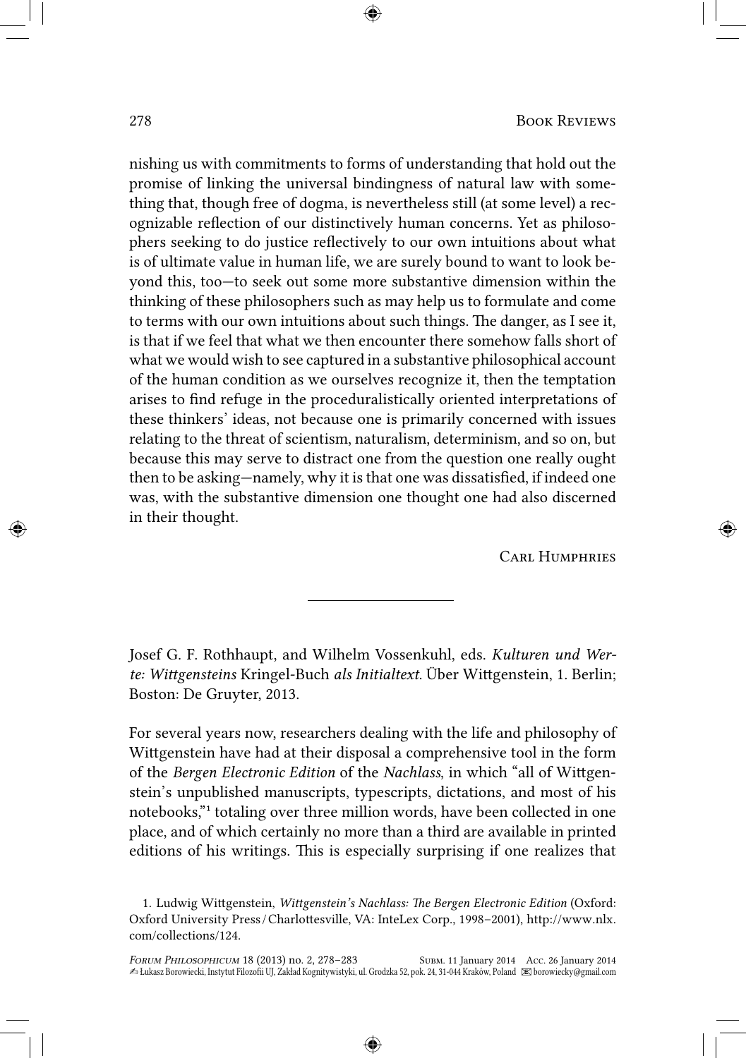nishing us with commitments to forms of understanding that hold out the promise of linking the universal bindingness of natural law with something that, though free of dogma, is nevertheless still (at some level) a recognizable reflection of our distinctively human concerns. Yet as philosophers seeking to do justice reflectively to our own intuitions about what is of ultimate value in human life, we are surely bound to want to look beyond this, too—to seek out some more substantive dimension within the thinking of these philosophers such as may help us to formulate and come to terms with our own intuitions about such things. The danger, as I see it, is that if we feel that what we then encounter there somehow falls short of what we would wish to see captured in a substantive philosophical account of the human condition as we ourselves recognize it, then the temptation arises to find refuge in the proceduralistically oriented interpretations of these thinkers' ideas, not because one is primarily concerned with issues relating to the threat of scientism, naturalism, determinism, and so on, but because this may serve to distract one from the question one really ought then to be asking—namely, why it is that one was dissatisfied, if indeed one was, with the substantive dimension one thought one had also discerned in their thought.

CARL HUMPHRIES

---

Josef G. F. Rothhaupt, and Wilhelm Vossenkuhl, eds. *Kulturen und Werte: Wittgensteins* Kringel-Buch *als Initialtext*. Über Wittgenstein, 1. Berlin; Boston: De Gruyter, 2013.

For several years now, researchers dealing with the life and philosophy of Wittgenstein have had at their disposal a comprehensive tool in the form of the *Bergen Electronic Edition* of the *Nachlass*, in which "all of Wittgenstein's unpublished manuscripts, typescripts, dictations, and most of his notebooks,"[1] totaling over three million words, have been collected in one place, and of which certainly no more than a third are available in printed editions of his writings. This is especially surprising if one realizes that

1. Ludwig Wittgenstein, *Wittgenstein's Nachlass: The Bergen Electronic Edition* (Oxford: Oxford University Press / Charlottesville, VA: InteLex Corp., 1998–2001), http://www.nlx.com/collections/124.

SUBM. 11 January 2014 ACC. 26 January 2014

✍ Łukasz Borowiecki, Instytut Filozofii UJ, Zakład Kognitywistyki, ul. Grodzka 52, pok. 24, 31-044 Kraków, Poland ✉ borowiecky@gmail.com